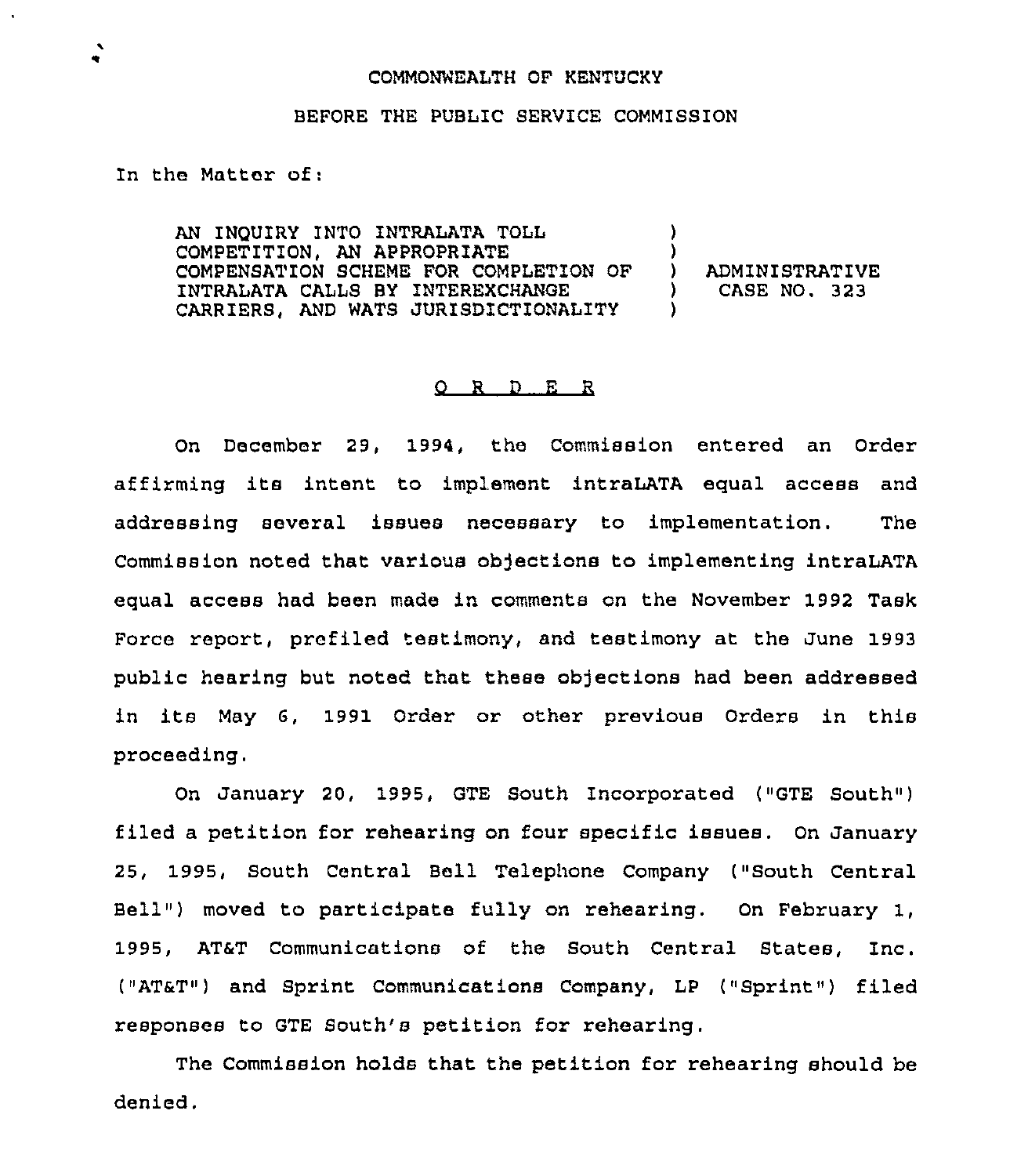COMMONWEALTH OF KENTUCKY

BEFORE THE PUBLIC SERVICE COMMISSION

In the Matter of:

| | | |
|---|---|---|
| AN INQUIRY INTO INTRALATA TOLL COMPETITION, AN APPROPRIATE COMPENSATION SCHEME FOR COMPLETION OF INTRALATA CALLS BY INTEREXCHANGE CARRIERS, AND WATS JURISDICTIONALITY | ) | ADMINISTRATIVE CASE NO. 323 |

## O R D E R

On December 29, 1994, the Commission entered an Order affirming its intent to implement intraLATA equal access and addressing several issues necessary to implementation. The Commission noted that various objections to implementing intraLATA equal access had been made in comments on the November 1992 Task Force report, prefiled testimony, and testimony at the June 1993 public hearing but noted that these objections had been addressed in its May 6, 1991 Order or other previous Orders in this proceeding.

On January 20, 1995, GTE South Incorporated ("GTE South") filed a petition for rehearing on four specific issues. On January 25, 1995, South Central Bell Telephone Company ("South Central Bell") moved to participate fully on rehearing. On February 1, 1995, AT&T Communications of the South Central States, Inc. ("AT&T") and Sprint Communications Company, LP ("Sprint") filed responses to GTE South's petition for rehearing.

The Commission holds that the petition for rehearing should be denied.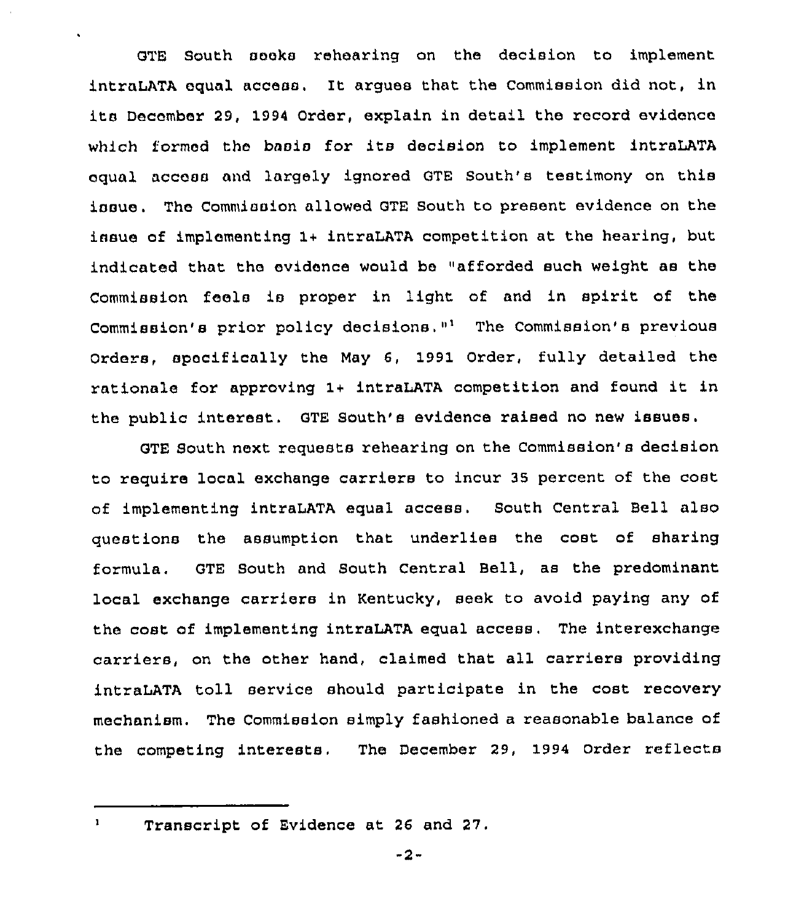GTE South seeks rehearing on the decision to implement intraLATA equal access. It argues that the Commission did not, in its December 29, 1994 Order, explain in detail the record evidence which formed the basis for its decision to implement intraLATA equal access and largely ignored GTE South's testimony on this issue. The Commission allowed GTE South to present evidence on the issue of implementing 1+ intraLATA competition at the hearing, but indicated that the evidence would be "afforded such weight as the Commission feels is proper in light of and in spirit of the Commission's prior policy decisions."[1] The Commission's previous Orders, specifically the May 6, 1991 Order, fully detailed the rationale for approving 1+ intraLATA competition and found it in the public interest. GTE South's evidence raised no new issues.

GTE South next requests rehearing on the Commission's decision to require local exchange carriers to incur 35 percent of the cost of implementing intraLATA equal access. South Central Bell also questions the assumption that underlies the cost of sharing formula. GTE South and South Central Bell, as the predominant local exchange carriers in Kentucky, seek to avoid paying any of the cost of implementing intraLATA equal access. The interexchange carriers, on the other hand, claimed that all carriers providing intraLATA toll service should participate in the cost recovery mechanism. The Commission simply fashioned a reasonable balance of the competing interests. The December 29, 1994 Order reflects

---

[1] Transcript of Evidence at 26 and 27.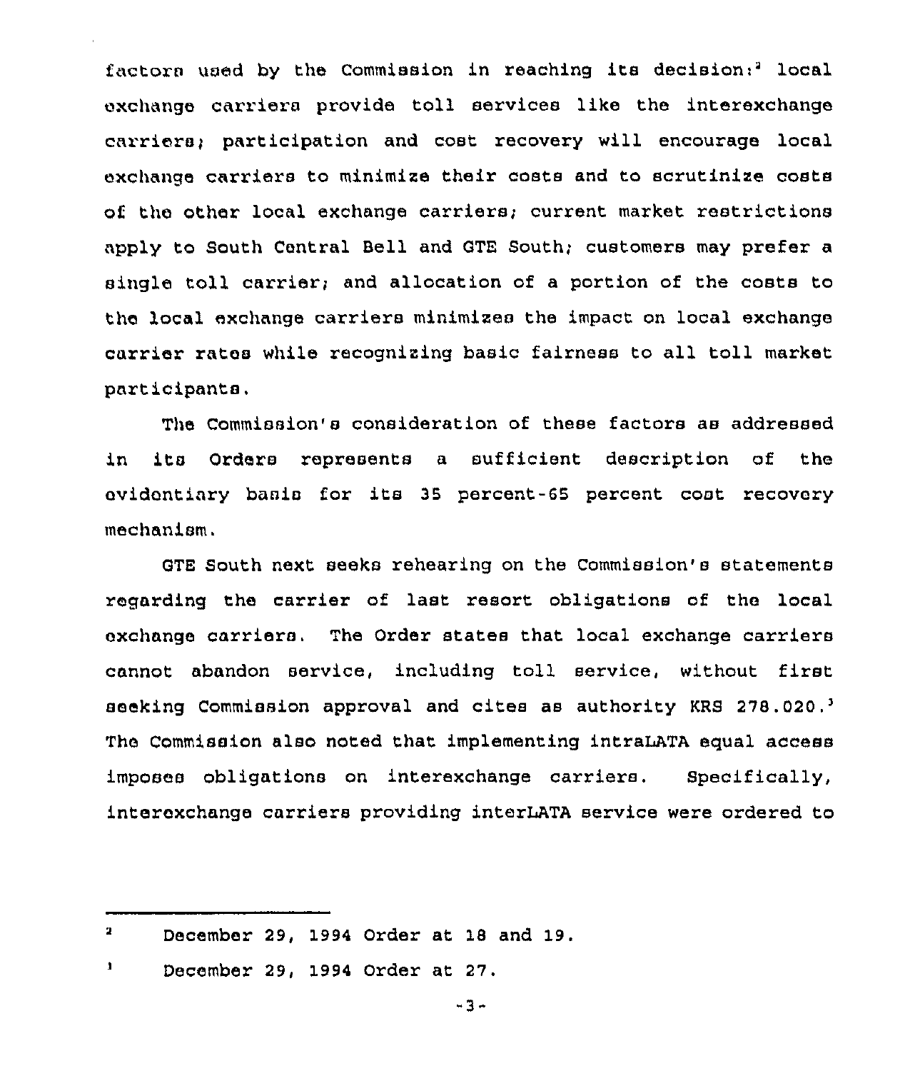factors used by the Commission in reaching its decision:[2] local exchange carriers provide toll services like the interexchange carriers; participation and cost recovery will encourage local exchange carriers to minimize their costs and to scrutinize costs of the other local exchange carriers; current market restrictions apply to South Central Bell and GTE South; customers may prefer a single toll carrier; and allocation of a portion of the costs to the local exchange carriers minimizes the impact on local exchange carrier rates while recognizing basic fairness to all toll market participants.

The Commission's consideration of these factors as addressed in its Orders represents a sufficient description of the evidentiary basis for its 35 percent-65 percent cost recovery mechanism.

GTE South next seeks rehearing on the Commission's statements regarding the carrier of last resort obligations of the local exchange carriers. The Order states that local exchange carriers cannot abandon service, including toll service, without first seeking Commission approval and cites as authority KRS 278.020.[3] The Commission also noted that implementing intraLATA equal access imposes obligations on interexchange carriers. Specifically, interexchange carriers providing interLATA service were ordered to

---

[2] December 29, 1994 Order at 18 and 19.

[3] December 29, 1994 Order at 27.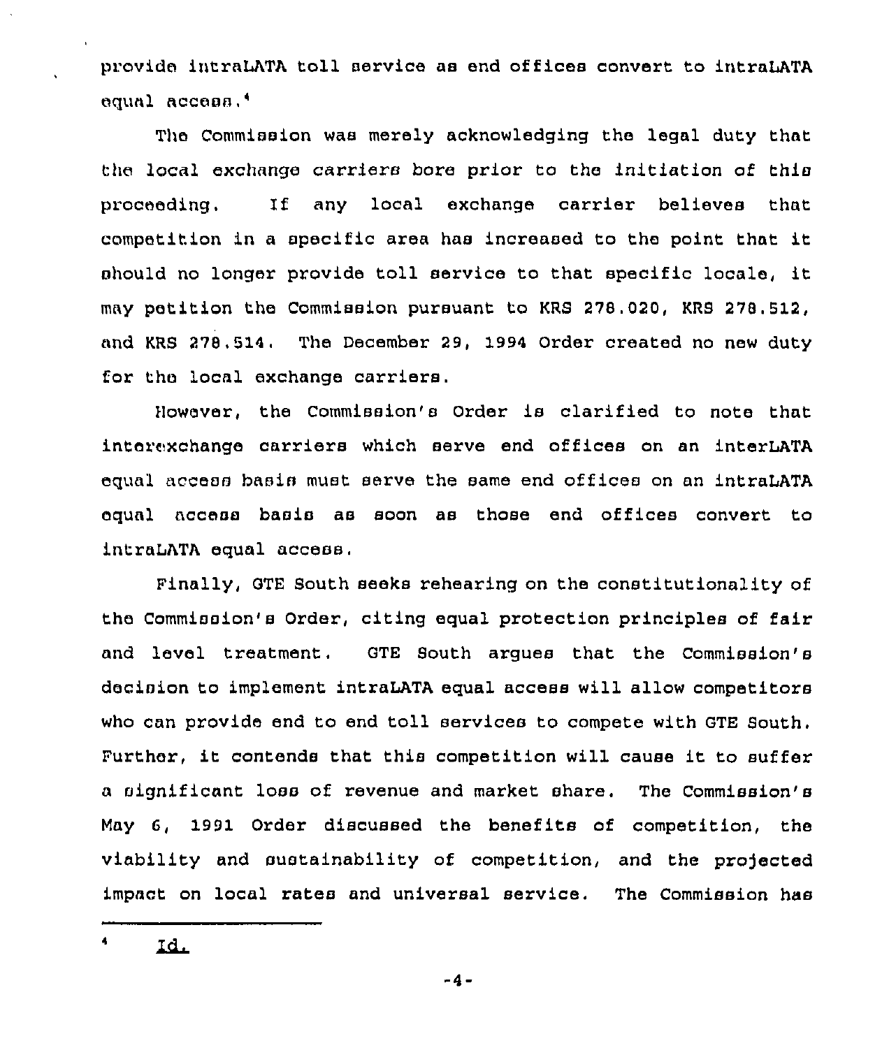provide intraLATA toll service as end offices convert to intraLATA equal access.[4]

The Commission was merely acknowledging the legal duty that the local exchange carriers bore prior to the initiation of this proceeding. If any local exchange carrier believes that competition in a specific area has increased to the point that it should no longer provide toll service to that specific locale, it may petition the Commission pursuant to KRS 278.020, KRS 278.512, and KRS 278.514. The December 29, 1994 Order created no new duty for the local exchange carriers.

However, the Commission's Order is clarified to note that interexchange carriers which serve end offices on an interLATA equal access basis must serve the same end offices on an intraLATA equal access basis as soon as those end offices convert to intraLATA equal access.

Finally, GTE South seeks rehearing on the constitutionality of the Commission's Order, citing equal protection principles of fair and level treatment. GTE South argues that the Commission's decision to implement intraLATA equal access will allow competitors who can provide end to end toll services to compete with GTE South. Further, it contends that this competition will cause it to suffer a significant loss of revenue and market share. The Commission's May 6, 1991 Order discussed the benefits of competition, the viability and sustainability of competition, and the projected impact on local rates and universal service. The Commission has

---

[4] Id.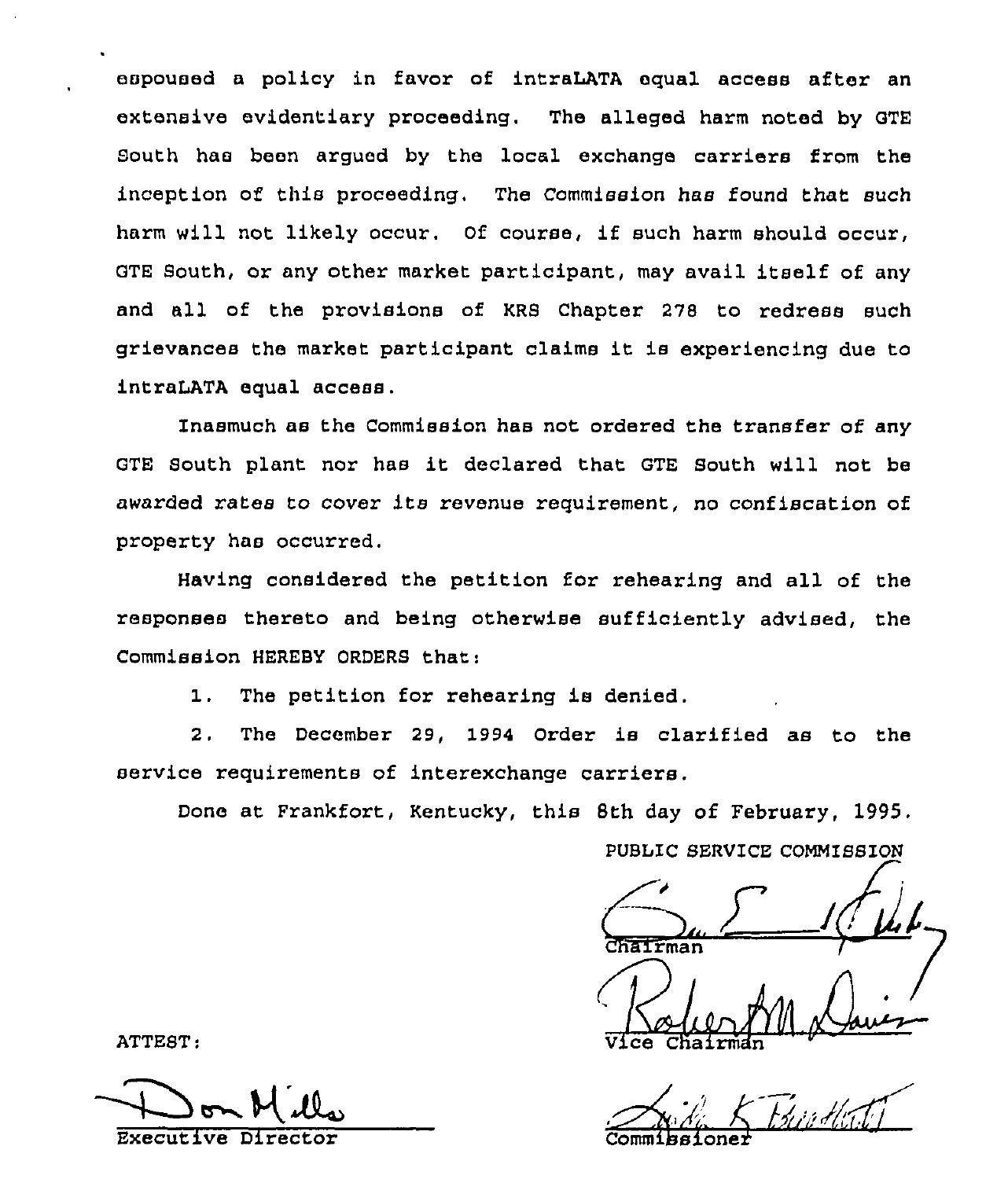espoused a policy in favor of intraLATA equal access after an extensive evidentiary proceeding. The alleged harm noted by GTE South has been argued by the local exchange carriers from the inception of this proceeding. The Commission has found that such harm will not likely occur. Of course, if such harm should occur, GTE South, or any other market participant, may avail itself of any and all of the provisions of KRS Chapter 278 to redress such grievances the market participant claims it is experiencing due to intraLATA equal access.

Inasmuch as the Commission has not ordered the transfer of any GTE South plant nor has it declared that GTE South will not be awarded rates to cover its revenue requirement, no confiscation of property has occurred.

Having considered the petition for rehearing and all of the responses thereto and being otherwise sufficiently advised, the Commission HEREBY ORDERS that:

1. The petition for rehearing is denied.

2. The December 29, 1994 Order is clarified as to the service requirements of interexchange carriers.

Done at Frankfort, Kentucky, this 8th day of February, 1995.

PUBLIC SERVICE COMMISSION

Chairman

Vice Chairman

Commissioner

ATTEST:

Executive Director